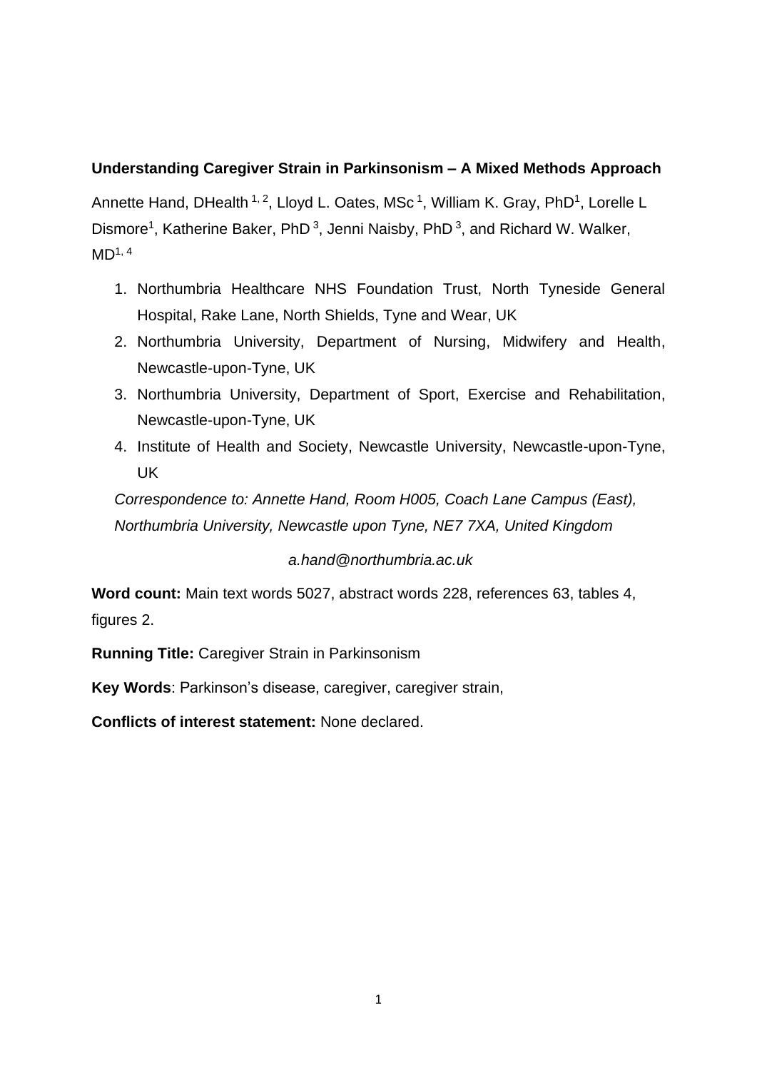**Understanding Caregiver Strain in Parkinsonism – A Mixed Methods Approach**

Annette Hand, DHealth [1, 2], Lloyd L. Oates, MSc [1], William K. Gray, PhD[1], Lorelle L Dismore[1], Katherine Baker, PhD [3], Jenni Naisby, PhD [3], and Richard W. Walker, MD[1, 4]

1. Northumbria Healthcare NHS Foundation Trust, North Tyneside General Hospital, Rake Lane, North Shields, Tyne and Wear, UK
2. Northumbria University, Department of Nursing, Midwifery and Health, Newcastle-upon-Tyne, UK
3. Northumbria University, Department of Sport, Exercise and Rehabilitation, Newcastle-upon-Tyne, UK
4. Institute of Health and Society, Newcastle University, Newcastle-upon-Tyne, UK

*Correspondence to: Annette Hand, Room H005, Coach Lane Campus (East), Northumbria University, Newcastle upon Tyne, NE7 7XA, United Kingdom*

*a.hand@northumbria.ac.uk*

**Word count:** Main text words 5027, abstract words 228, references 63, tables 4, figures 2.

**Running Title:** Caregiver Strain in Parkinsonism

**Key Words**: Parkinson's disease, caregiver, caregiver strain,

**Conflicts of interest statement:** None declared.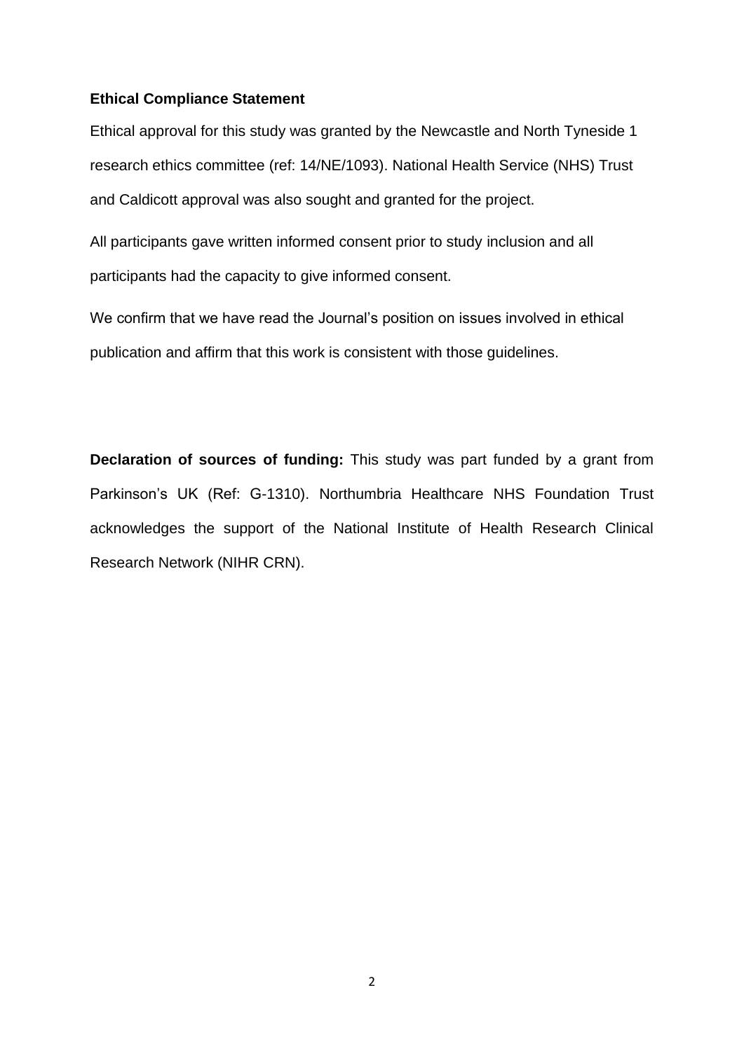**Ethical Compliance Statement**

Ethical approval for this study was granted by the Newcastle and North Tyneside 1 research ethics committee (ref: 14/NE/1093). National Health Service (NHS) Trust and Caldicott approval was also sought and granted for the project.

All participants gave written informed consent prior to study inclusion and all participants had the capacity to give informed consent.

We confirm that we have read the Journal's position on issues involved in ethical publication and affirm that this work is consistent with those guidelines.

**Declaration of sources of funding:** This study was part funded by a grant from Parkinson's UK (Ref: G-1310). Northumbria Healthcare NHS Foundation Trust acknowledges the support of the National Institute of Health Research Clinical Research Network (NIHR CRN).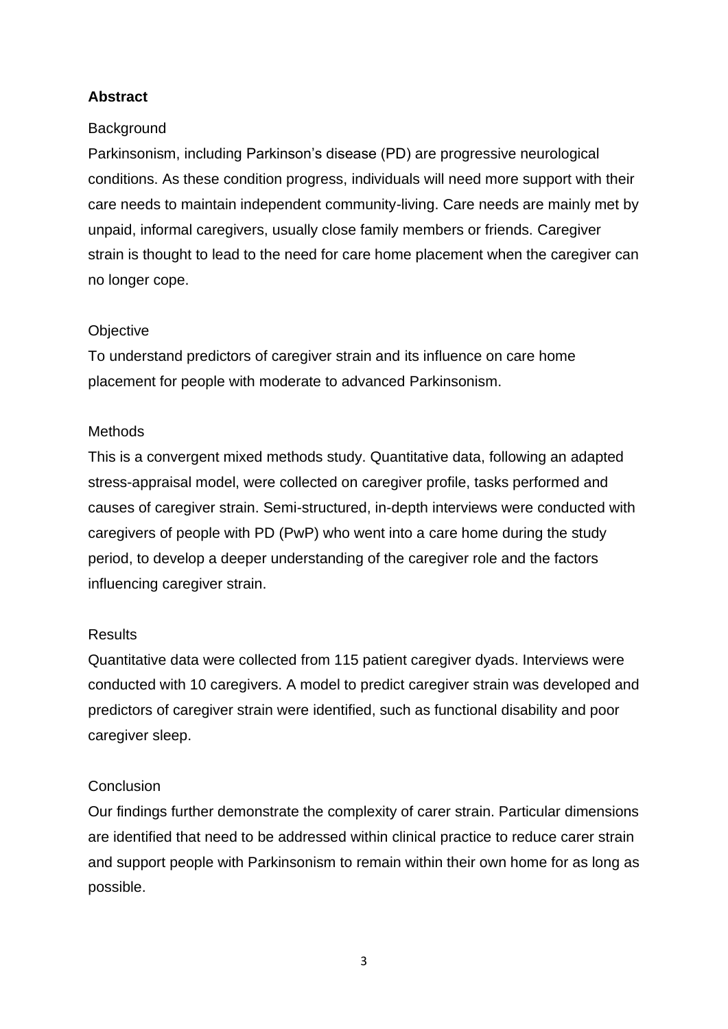## Abstract

Background

Parkinsonism, including Parkinson's disease (PD) are progressive neurological conditions. As these condition progress, individuals will need more support with their care needs to maintain independent community-living. Care needs are mainly met by unpaid, informal caregivers, usually close family members or friends. Caregiver strain is thought to lead to the need for care home placement when the caregiver can no longer cope.

Objective

To understand predictors of caregiver strain and its influence on care home placement for people with moderate to advanced Parkinsonism.

Methods

This is a convergent mixed methods study. Quantitative data, following an adapted stress-appraisal model, were collected on caregiver profile, tasks performed and causes of caregiver strain. Semi-structured, in-depth interviews were conducted with caregivers of people with PD (PwP) who went into a care home during the study period, to develop a deeper understanding of the caregiver role and the factors influencing caregiver strain.

Results

Quantitative data were collected from 115 patient caregiver dyads. Interviews were conducted with 10 caregivers. A model to predict caregiver strain was developed and predictors of caregiver strain were identified, such as functional disability and poor caregiver sleep.

Conclusion

Our findings further demonstrate the complexity of carer strain. Particular dimensions are identified that need to be addressed within clinical practice to reduce carer strain and support people with Parkinsonism to remain within their own home for as long as possible.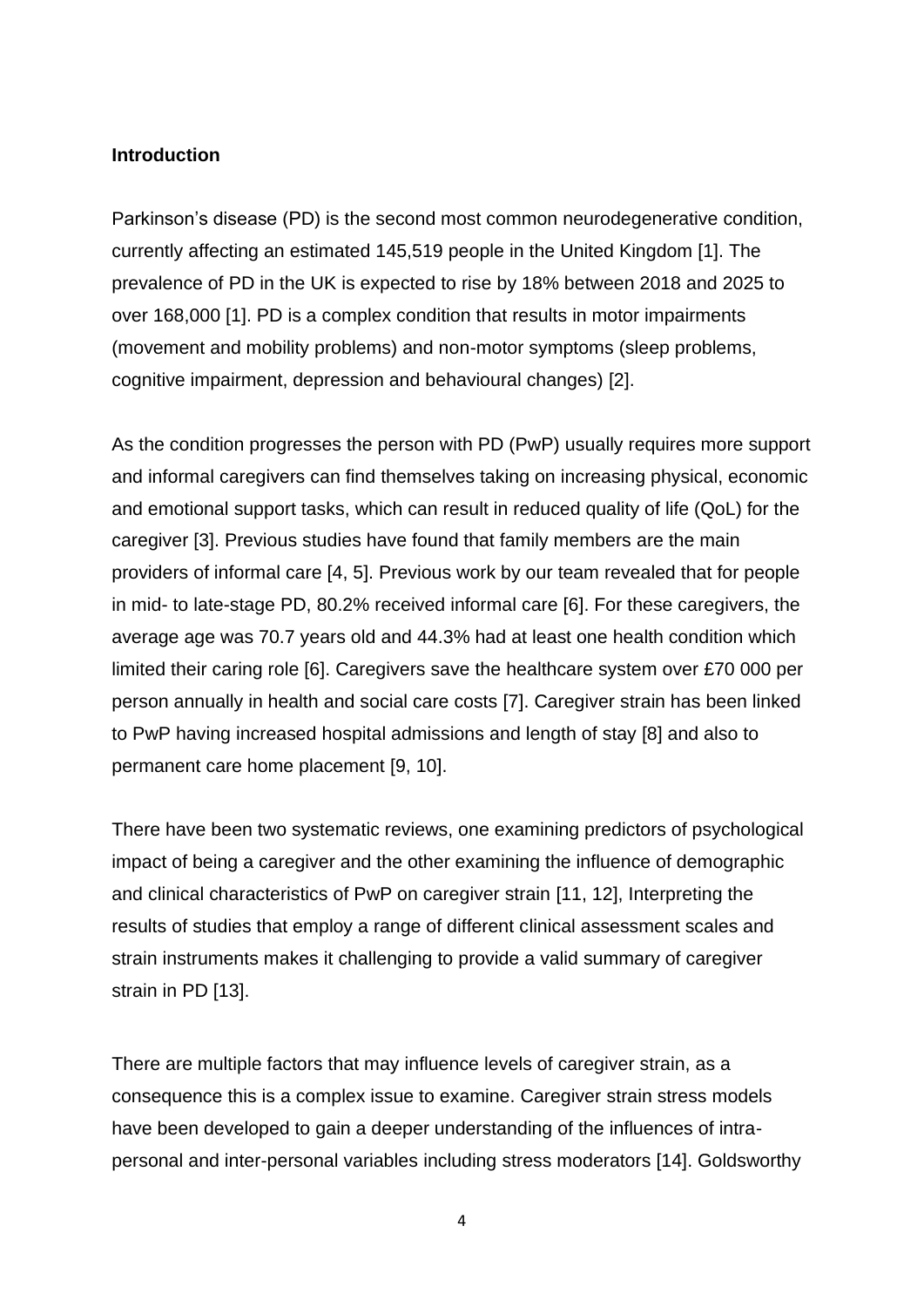**Introduction**

Parkinson's disease (PD) is the second most common neurodegenerative condition, currently affecting an estimated 145,519 people in the United Kingdom [1]. The prevalence of PD in the UK is expected to rise by 18% between 2018 and 2025 to over 168,000 [1]. PD is a complex condition that results in motor impairments (movement and mobility problems) and non-motor symptoms (sleep problems, cognitive impairment, depression and behavioural changes) [2].

As the condition progresses the person with PD (PwP) usually requires more support and informal caregivers can find themselves taking on increasing physical, economic and emotional support tasks, which can result in reduced quality of life (QoL) for the caregiver [3]. Previous studies have found that family members are the main providers of informal care [4, 5]. Previous work by our team revealed that for people in mid- to late-stage PD, 80.2% received informal care [6]. For these caregivers, the average age was 70.7 years old and 44.3% had at least one health condition which limited their caring role [6]. Caregivers save the healthcare system over £70 000 per person annually in health and social care costs [7]. Caregiver strain has been linked to PwP having increased hospital admissions and length of stay [8] and also to permanent care home placement [9, 10].

There have been two systematic reviews, one examining predictors of psychological impact of being a caregiver and the other examining the influence of demographic and clinical characteristics of PwP on caregiver strain [11, 12], Interpreting the results of studies that employ a range of different clinical assessment scales and strain instruments makes it challenging to provide a valid summary of caregiver strain in PD [13].

There are multiple factors that may influence levels of caregiver strain, as a consequence this is a complex issue to examine. Caregiver strain stress models have been developed to gain a deeper understanding of the influences of intra-personal and inter-personal variables including stress moderators [14]. Goldsworthy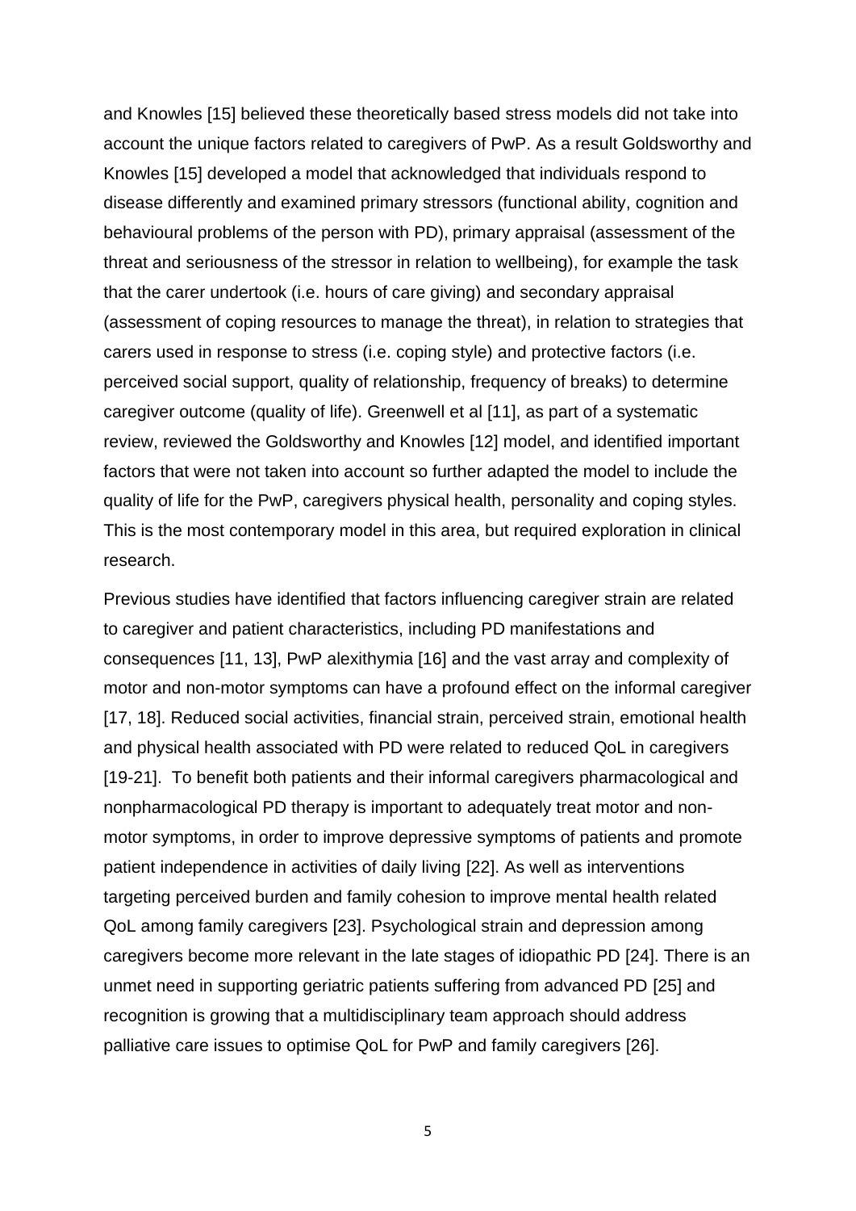and Knowles [15] believed these theoretically based stress models did not take into account the unique factors related to caregivers of PwP. As a result Goldsworthy and Knowles [15] developed a model that acknowledged that individuals respond to disease differently and examined primary stressors (functional ability, cognition and behavioural problems of the person with PD), primary appraisal (assessment of the threat and seriousness of the stressor in relation to wellbeing), for example the task that the carer undertook (i.e. hours of care giving) and secondary appraisal (assessment of coping resources to manage the threat), in relation to strategies that carers used in response to stress (i.e. coping style) and protective factors (i.e. perceived social support, quality of relationship, frequency of breaks) to determine caregiver outcome (quality of life). Greenwell et al [11], as part of a systematic review, reviewed the Goldsworthy and Knowles [12] model, and identified important factors that were not taken into account so further adapted the model to include the quality of life for the PwP, caregivers physical health, personality and coping styles. This is the most contemporary model in this area, but required exploration in clinical research.

Previous studies have identified that factors influencing caregiver strain are related to caregiver and patient characteristics, including PD manifestations and consequences [11, 13], PwP alexithymia [16] and the vast array and complexity of motor and non-motor symptoms can have a profound effect on the informal caregiver [17, 18]. Reduced social activities, financial strain, perceived strain, emotional health and physical health associated with PD were related to reduced QoL in caregivers [19-21]. To benefit both patients and their informal caregivers pharmacological and nonpharmacological PD therapy is important to adequately treat motor and non-motor symptoms, in order to improve depressive symptoms of patients and promote patient independence in activities of daily living [22]. As well as interventions targeting perceived burden and family cohesion to improve mental health related QoL among family caregivers [23]. Psychological strain and depression among caregivers become more relevant in the late stages of idiopathic PD [24]. There is an unmet need in supporting geriatric patients suffering from advanced PD [25] and recognition is growing that a multidisciplinary team approach should address palliative care issues to optimise QoL for PwP and family caregivers [26].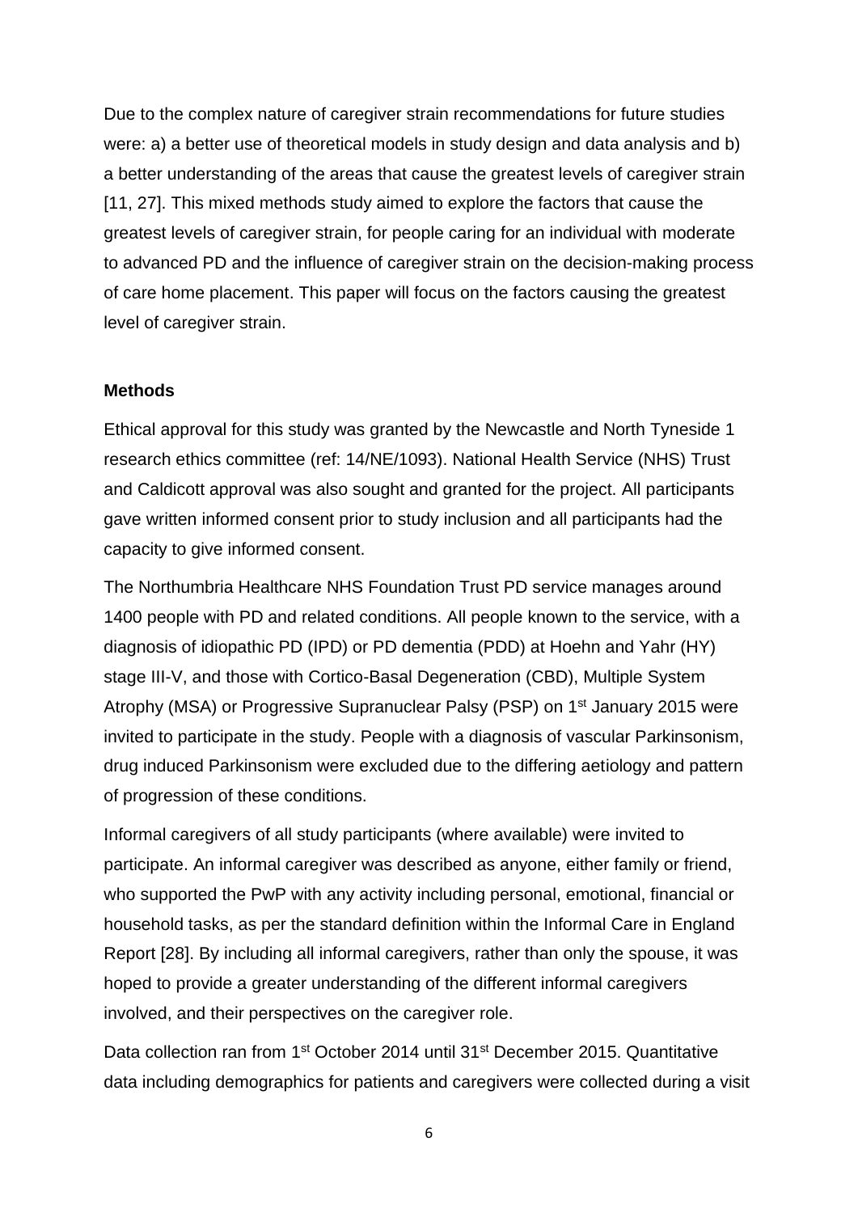Due to the complex nature of caregiver strain recommendations for future studies were: a) a better use of theoretical models in study design and data analysis and b) a better understanding of the areas that cause the greatest levels of caregiver strain [11, 27]. This mixed methods study aimed to explore the factors that cause the greatest levels of caregiver strain, for people caring for an individual with moderate to advanced PD and the influence of caregiver strain on the decision-making process of care home placement. This paper will focus on the factors causing the greatest level of caregiver strain.

**Methods**

Ethical approval for this study was granted by the Newcastle and North Tyneside 1 research ethics committee (ref: 14/NE/1093). National Health Service (NHS) Trust and Caldicott approval was also sought and granted for the project. All participants gave written informed consent prior to study inclusion and all participants had the capacity to give informed consent.

The Northumbria Healthcare NHS Foundation Trust PD service manages around 1400 people with PD and related conditions. All people known to the service, with a diagnosis of idiopathic PD (IPD) or PD dementia (PDD) at Hoehn and Yahr (HY) stage III-V, and those with Cortico-Basal Degeneration (CBD), Multiple System Atrophy (MSA) or Progressive Supranuclear Palsy (PSP) on 1st January 2015 were invited to participate in the study. People with a diagnosis of vascular Parkinsonism, drug induced Parkinsonism were excluded due to the differing aetiology and pattern of progression of these conditions.

Informal caregivers of all study participants (where available) were invited to participate. An informal caregiver was described as anyone, either family or friend, who supported the PwP with any activity including personal, emotional, financial or household tasks, as per the standard definition within the Informal Care in England Report [28]. By including all informal caregivers, rather than only the spouse, it was hoped to provide a greater understanding of the different informal caregivers involved, and their perspectives on the caregiver role.

Data collection ran from 1st October 2014 until 31st December 2015. Quantitative data including demographics for patients and caregivers were collected during a visit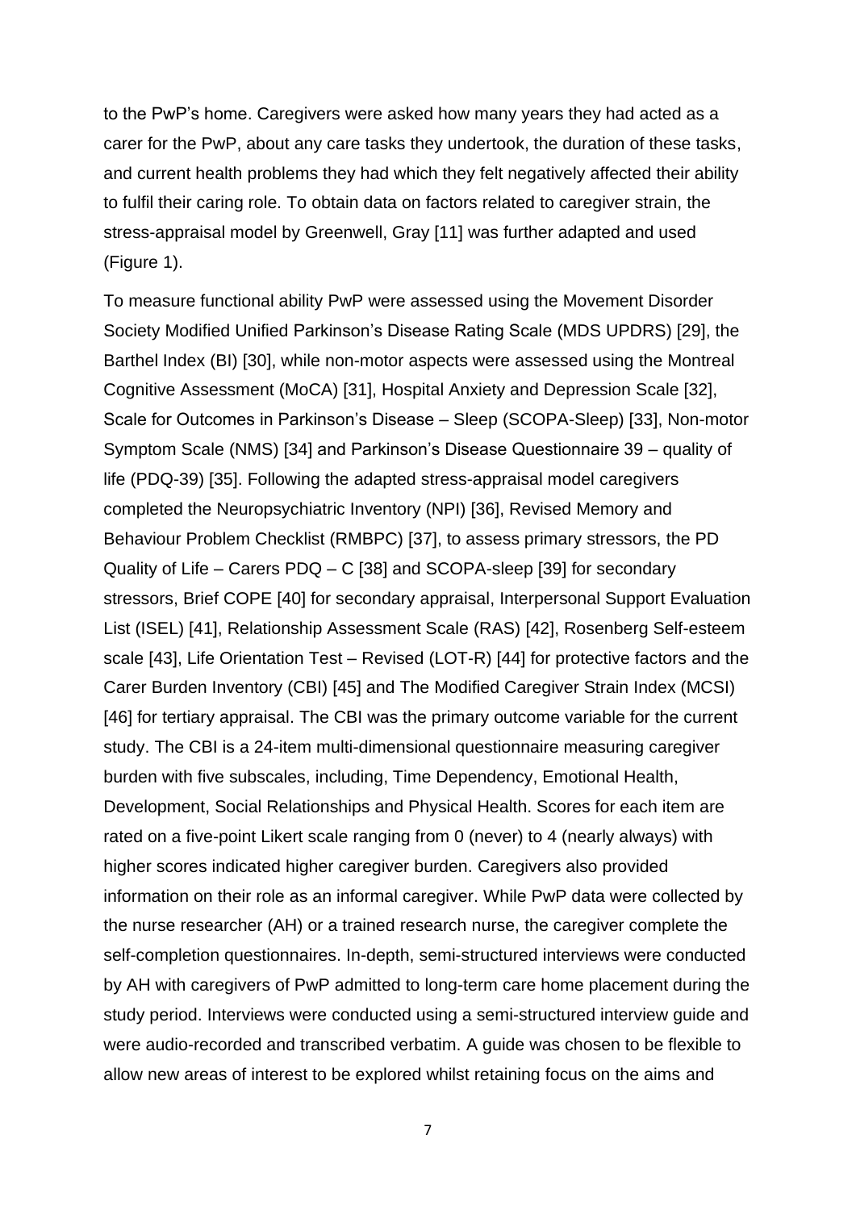to the PwP's home. Caregivers were asked how many years they had acted as a carer for the PwP, about any care tasks they undertook, the duration of these tasks, and current health problems they had which they felt negatively affected their ability to fulfil their caring role. To obtain data on factors related to caregiver strain, the stress-appraisal model by Greenwell, Gray [11] was further adapted and used (Figure 1).

To measure functional ability PwP were assessed using the Movement Disorder Society Modified Unified Parkinson's Disease Rating Scale (MDS UPDRS) [29], the Barthel Index (BI) [30], while non-motor aspects were assessed using the Montreal Cognitive Assessment (MoCA) [31], Hospital Anxiety and Depression Scale [32], Scale for Outcomes in Parkinson's Disease – Sleep (SCOPA-Sleep) [33], Non-motor Symptom Scale (NMS) [34] and Parkinson's Disease Questionnaire 39 – quality of life (PDQ-39) [35]. Following the adapted stress-appraisal model caregivers completed the Neuropsychiatric Inventory (NPI) [36], Revised Memory and Behaviour Problem Checklist (RMBPC) [37], to assess primary stressors, the PD Quality of Life – Carers PDQ – C [38] and SCOPA-sleep [39] for secondary stressors, Brief COPE [40] for secondary appraisal, Interpersonal Support Evaluation List (ISEL) [41], Relationship Assessment Scale (RAS) [42], Rosenberg Self-esteem scale [43], Life Orientation Test – Revised (LOT-R) [44] for protective factors and the Carer Burden Inventory (CBI) [45] and The Modified Caregiver Strain Index (MCSI) [46] for tertiary appraisal. The CBI was the primary outcome variable for the current study. The CBI is a 24-item multi-dimensional questionnaire measuring caregiver burden with five subscales, including, Time Dependency, Emotional Health, Development, Social Relationships and Physical Health. Scores for each item are rated on a five-point Likert scale ranging from 0 (never) to 4 (nearly always) with higher scores indicated higher caregiver burden. Caregivers also provided information on their role as an informal caregiver. While PwP data were collected by the nurse researcher (AH) or a trained research nurse, the caregiver complete the self-completion questionnaires. In-depth, semi-structured interviews were conducted by AH with caregivers of PwP admitted to long-term care home placement during the study period. Interviews were conducted using a semi-structured interview guide and were audio-recorded and transcribed verbatim. A guide was chosen to be flexible to allow new areas of interest to be explored whilst retaining focus on the aims and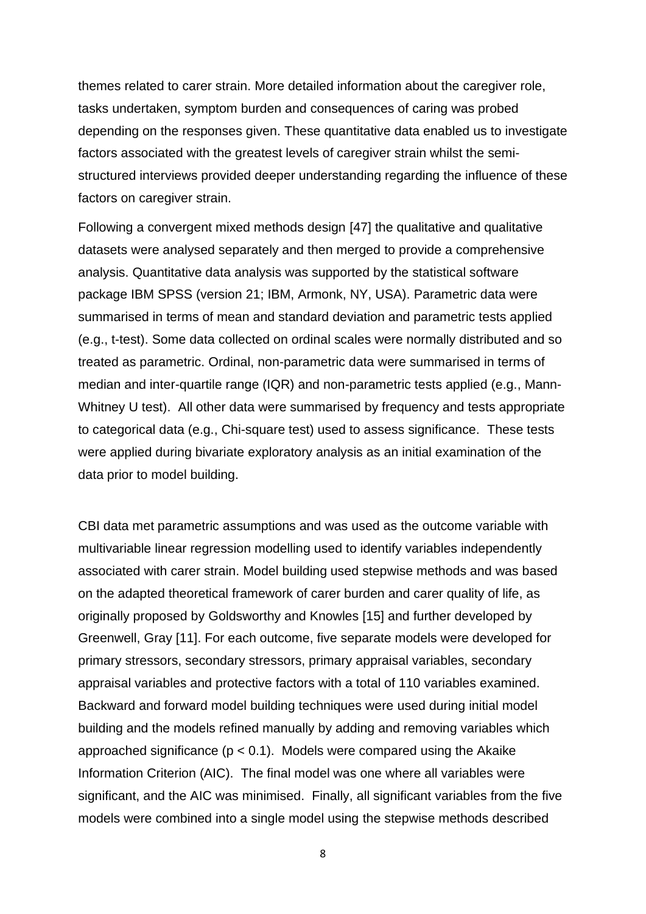themes related to carer strain. More detailed information about the caregiver role, tasks undertaken, symptom burden and consequences of caring was probed depending on the responses given. These quantitative data enabled us to investigate factors associated with the greatest levels of caregiver strain whilst the semi-structured interviews provided deeper understanding regarding the influence of these factors on caregiver strain.

Following a convergent mixed methods design [47] the qualitative and qualitative datasets were analysed separately and then merged to provide a comprehensive analysis. Quantitative data analysis was supported by the statistical software package IBM SPSS (version 21; IBM, Armonk, NY, USA). Parametric data were summarised in terms of mean and standard deviation and parametric tests applied (e.g., t-test). Some data collected on ordinal scales were normally distributed and so treated as parametric. Ordinal, non-parametric data were summarised in terms of median and inter-quartile range (IQR) and non-parametric tests applied (e.g., Mann-Whitney U test). All other data were summarised by frequency and tests appropriate to categorical data (e.g., Chi-square test) used to assess significance. These tests were applied during bivariate exploratory analysis as an initial examination of the data prior to model building.

CBI data met parametric assumptions and was used as the outcome variable with multivariable linear regression modelling used to identify variables independently associated with carer strain. Model building used stepwise methods and was based on the adapted theoretical framework of carer burden and carer quality of life, as originally proposed by Goldsworthy and Knowles [15] and further developed by Greenwell, Gray [11]. For each outcome, five separate models were developed for primary stressors, secondary stressors, primary appraisal variables, secondary appraisal variables and protective factors with a total of 110 variables examined. Backward and forward model building techniques were used during initial model building and the models refined manually by adding and removing variables which approached significance ($p < 0.1$). Models were compared using the Akaike Information Criterion (AIC). The final model was one where all variables were significant, and the AIC was minimised. Finally, all significant variables from the five models were combined into a single model using the stepwise methods described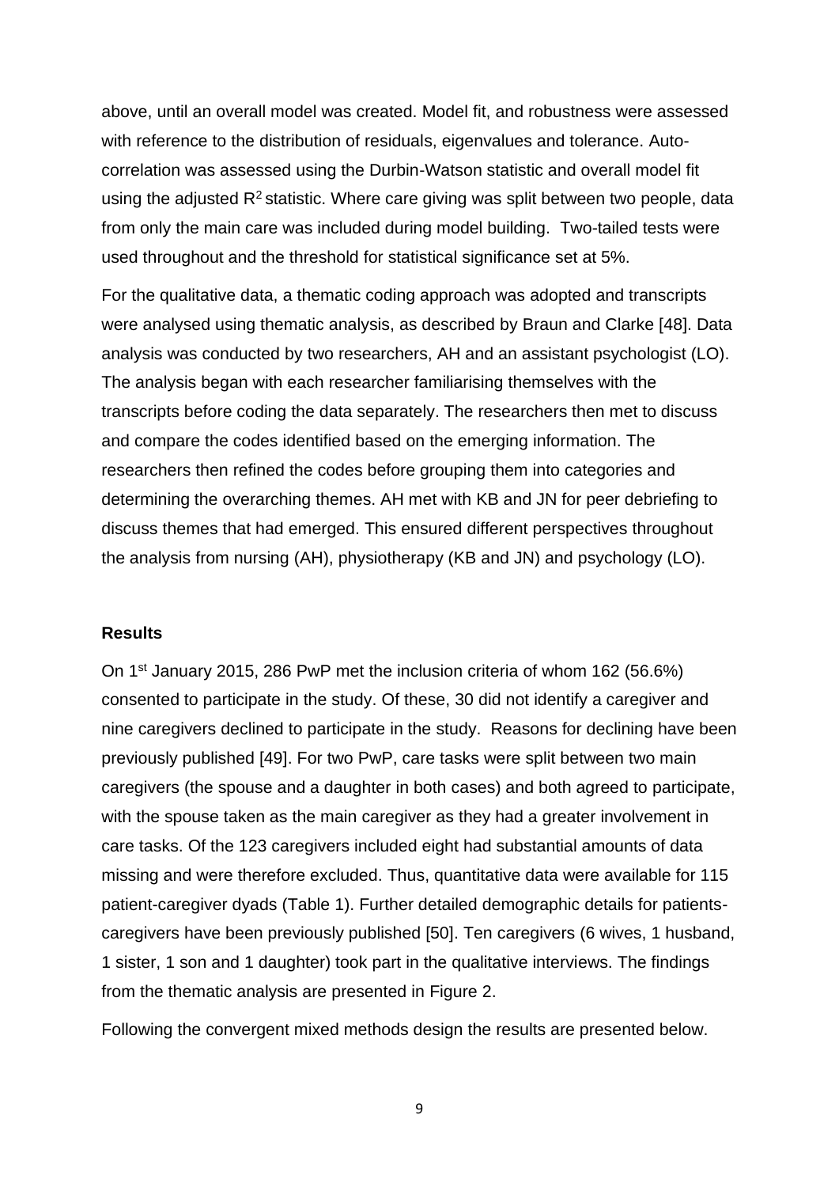above, until an overall model was created. Model fit, and robustness were assessed with reference to the distribution of residuals, eigenvalues and tolerance. Auto-correlation was assessed using the Durbin-Watson statistic and overall model fit using the adjusted $R^2$ statistic. Where care giving was split between two people, data from only the main care was included during model building. Two-tailed tests were used throughout and the threshold for statistical significance set at 5%.

For the qualitative data, a thematic coding approach was adopted and transcripts were analysed using thematic analysis, as described by Braun and Clarke [48]. Data analysis was conducted by two researchers, AH and an assistant psychologist (LO). The analysis began with each researcher familiarising themselves with the transcripts before coding the data separately. The researchers then met to discuss and compare the codes identified based on the emerging information. The researchers then refined the codes before grouping them into categories and determining the overarching themes. AH met with KB and JN for peer debriefing to discuss themes that had emerged. This ensured different perspectives throughout the analysis from nursing (AH), physiotherapy (KB and JN) and psychology (LO).

**Results**

On 1st January 2015, 286 PwP met the inclusion criteria of whom 162 (56.6%) consented to participate in the study. Of these, 30 did not identify a caregiver and nine caregivers declined to participate in the study. Reasons for declining have been previously published [49]. For two PwP, care tasks were split between two main caregivers (the spouse and a daughter in both cases) and both agreed to participate, with the spouse taken as the main caregiver as they had a greater involvement in care tasks. Of the 123 caregivers included eight had substantial amounts of data missing and were therefore excluded. Thus, quantitative data were available for 115 patient-caregiver dyads (Table 1). Further detailed demographic details for patients-caregivers have been previously published [50]. Ten caregivers (6 wives, 1 husband, 1 sister, 1 son and 1 daughter) took part in the qualitative interviews. The findings from the thematic analysis are presented in Figure 2.

Following the convergent mixed methods design the results are presented below.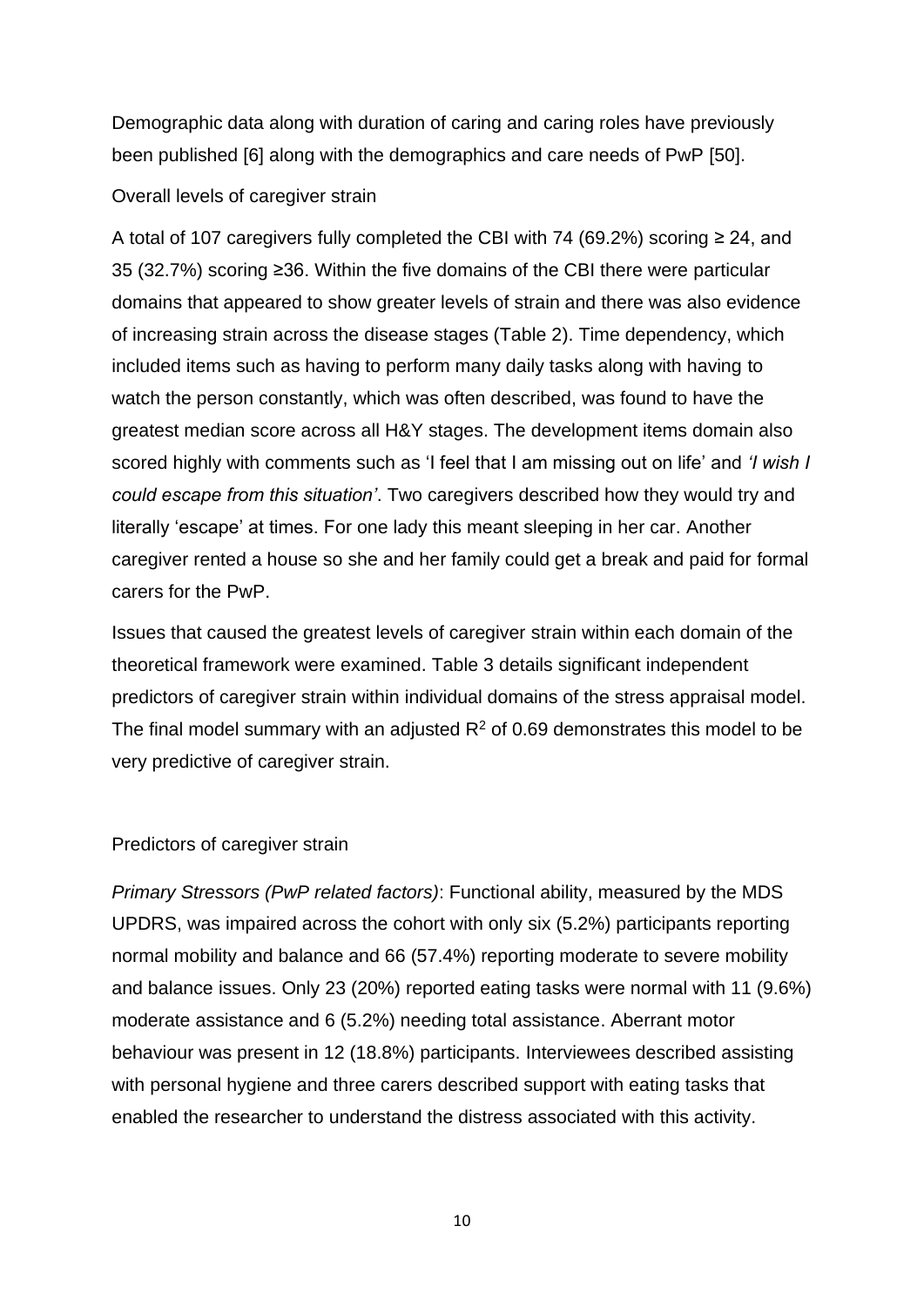Demographic data along with duration of caring and caring roles have previously been published [6] along with the demographics and care needs of PwP [50].

## Overall levels of caregiver strain

A total of 107 caregivers fully completed the CBI with 74 (69.2%) scoring ≥ 24, and 35 (32.7%) scoring ≥36. Within the five domains of the CBI there were particular domains that appeared to show greater levels of strain and there was also evidence of increasing strain across the disease stages (Table 2). Time dependency, which included items such as having to perform many daily tasks along with having to watch the person constantly, which was often described, was found to have the greatest median score across all H&Y stages. The development items domain also scored highly with comments such as 'I feel that I am missing out on life' and *'I wish I could escape from this situation'*. Two caregivers described how they would try and literally 'escape' at times. For one lady this meant sleeping in her car. Another caregiver rented a house so she and her family could get a break and paid for formal carers for the PwP.

Issues that caused the greatest levels of caregiver strain within each domain of the theoretical framework were examined. Table 3 details significant independent predictors of caregiver strain within individual domains of the stress appraisal model. The final model summary with an adjusted $R^2$ of 0.69 demonstrates this model to be very predictive of caregiver strain.

## Predictors of caregiver strain

*Primary Stressors (PwP related factors)*: Functional ability, measured by the MDS UPDRS, was impaired across the cohort with only six (5.2%) participants reporting normal mobility and balance and 66 (57.4%) reporting moderate to severe mobility and balance issues. Only 23 (20%) reported eating tasks were normal with 11 (9.6%) moderate assistance and 6 (5.2%) needing total assistance. Aberrant motor behaviour was present in 12 (18.8%) participants. Interviewees described assisting with personal hygiene and three carers described support with eating tasks that enabled the researcher to understand the distress associated with this activity.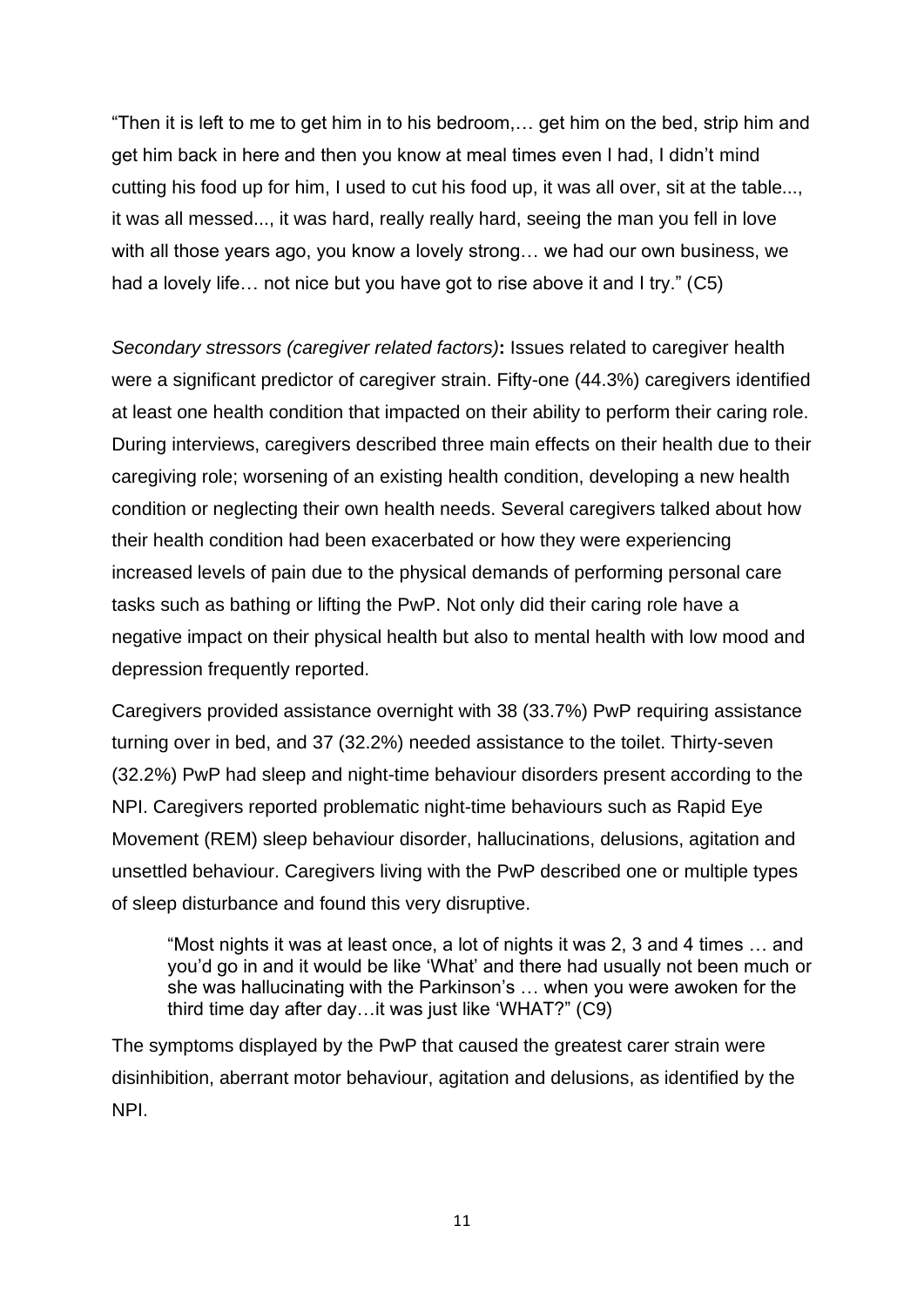"Then it is left to me to get him in to his bedroom,… get him on the bed, strip him and get him back in here and then you know at meal times even I had, I didn't mind cutting his food up for him, I used to cut his food up, it was all over, sit at the table..., it was all messed..., it was hard, really really hard, seeing the man you fell in love with all those years ago, you know a lovely strong… we had our own business, we had a lovely life… not nice but you have got to rise above it and I try." (C5)

*Secondary stressors (caregiver related factors)*: Issues related to caregiver health were a significant predictor of caregiver strain. Fifty-one (44.3%) caregivers identified at least one health condition that impacted on their ability to perform their caring role. During interviews, caregivers described three main effects on their health due to their caregiving role; worsening of an existing health condition, developing a new health condition or neglecting their own health needs. Several caregivers talked about how their health condition had been exacerbated or how they were experiencing increased levels of pain due to the physical demands of performing personal care tasks such as bathing or lifting the PwP. Not only did their caring role have a negative impact on their physical health but also to mental health with low mood and depression frequently reported.

Caregivers provided assistance overnight with 38 (33.7%) PwP requiring assistance turning over in bed, and 37 (32.2%) needed assistance to the toilet. Thirty-seven (32.2%) PwP had sleep and night-time behaviour disorders present according to the NPI. Caregivers reported problematic night-time behaviours such as Rapid Eye Movement (REM) sleep behaviour disorder, hallucinations, delusions, agitation and unsettled behaviour. Caregivers living with the PwP described one or multiple types of sleep disturbance and found this very disruptive.

> "Most nights it was at least once, a lot of nights it was 2, 3 and 4 times … and you'd go in and it would be like 'What' and there had usually not been much or she was hallucinating with the Parkinson's … when you were awoken for the third time day after day…it was just like 'WHAT?" (C9)

The symptoms displayed by the PwP that caused the greatest carer strain were disinhibition, aberrant motor behaviour, agitation and delusions, as identified by the NPI.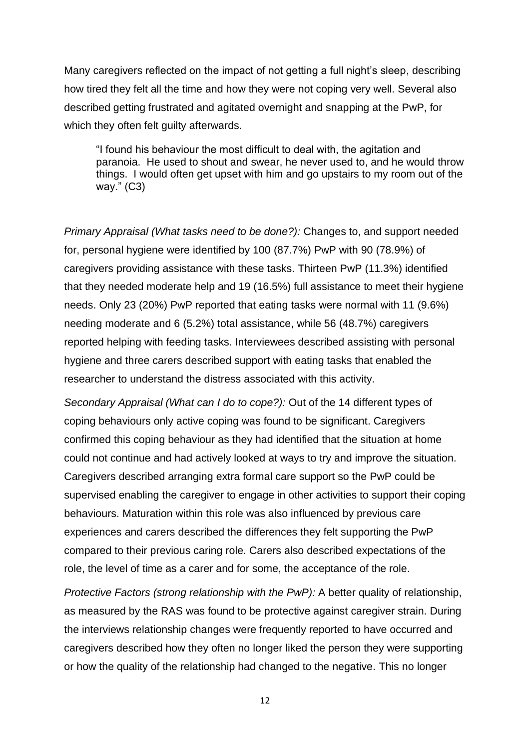Many caregivers reflected on the impact of not getting a full night's sleep, describing how tired they felt all the time and how they were not coping very well. Several also described getting frustrated and agitated overnight and snapping at the PwP, for which they often felt guilty afterwards.

> "I found his behaviour the most difficult to deal with, the agitation and paranoia. He used to shout and swear, he never used to, and he would throw things. I would often get upset with him and go upstairs to my room out of the way." (C3)

*Primary Appraisal (What tasks need to be done?):* Changes to, and support needed for, personal hygiene were identified by 100 (87.7%) PwP with 90 (78.9%) of caregivers providing assistance with these tasks. Thirteen PwP (11.3%) identified that they needed moderate help and 19 (16.5%) full assistance to meet their hygiene needs. Only 23 (20%) PwP reported that eating tasks were normal with 11 (9.6%) needing moderate and 6 (5.2%) total assistance, while 56 (48.7%) caregivers reported helping with feeding tasks. Interviewees described assisting with personal hygiene and three carers described support with eating tasks that enabled the researcher to understand the distress associated with this activity.

*Secondary Appraisal (What can I do to cope?):* Out of the 14 different types of coping behaviours only active coping was found to be significant. Caregivers confirmed this coping behaviour as they had identified that the situation at home could not continue and had actively looked at ways to try and improve the situation. Caregivers described arranging extra formal care support so the PwP could be supervised enabling the caregiver to engage in other activities to support their coping behaviours. Maturation within this role was also influenced by previous care experiences and carers described the differences they felt supporting the PwP compared to their previous caring role. Carers also described expectations of the role, the level of time as a carer and for some, the acceptance of the role.

*Protective Factors (strong relationship with the PwP):* A better quality of relationship, as measured by the RAS was found to be protective against caregiver strain. During the interviews relationship changes were frequently reported to have occurred and caregivers described how they often no longer liked the person they were supporting or how the quality of the relationship had changed to the negative. This no longer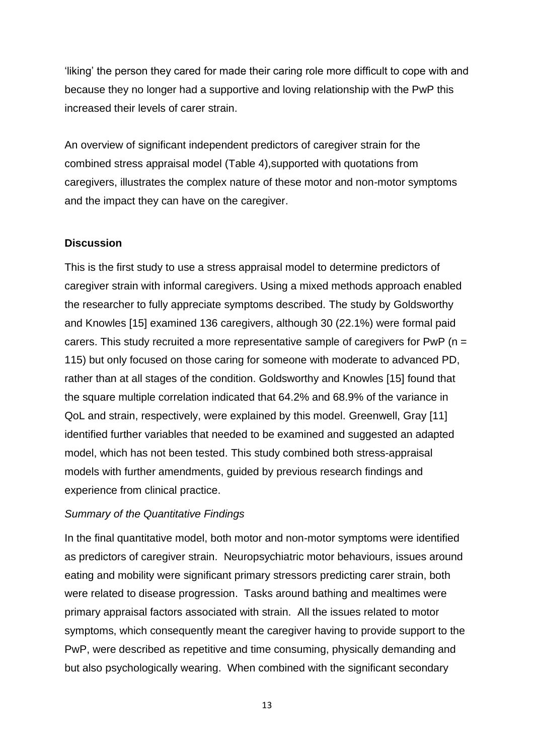'liking' the person they cared for made their caring role more difficult to cope with and because they no longer had a supportive and loving relationship with the PwP this increased their levels of carer strain.

An overview of significant independent predictors of caregiver strain for the combined stress appraisal model (Table 4),supported with quotations from caregivers, illustrates the complex nature of these motor and non-motor symptoms and the impact they can have on the caregiver.

**Discussion**

This is the first study to use a stress appraisal model to determine predictors of caregiver strain with informal caregivers. Using a mixed methods approach enabled the researcher to fully appreciate symptoms described. The study by Goldsworthy and Knowles [15] examined 136 caregivers, although 30 (22.1%) were formal paid carers. This study recruited a more representative sample of caregivers for PwP (n = 115) but only focused on those caring for someone with moderate to advanced PD, rather than at all stages of the condition. Goldsworthy and Knowles [15] found that the square multiple correlation indicated that 64.2% and 68.9% of the variance in QoL and strain, respectively, were explained by this model. Greenwell, Gray [11] identified further variables that needed to be examined and suggested an adapted model, which has not been tested. This study combined both stress-appraisal models with further amendments, guided by previous research findings and experience from clinical practice.

*Summary of the Quantitative Findings*

In the final quantitative model, both motor and non-motor symptoms were identified as predictors of caregiver strain. Neuropsychiatric motor behaviours, issues around eating and mobility were significant primary stressors predicting carer strain, both were related to disease progression. Tasks around bathing and mealtimes were primary appraisal factors associated with strain. All the issues related to motor symptoms, which consequently meant the caregiver having to provide support to the PwP, were described as repetitive and time consuming, physically demanding and but also psychologically wearing. When combined with the significant secondary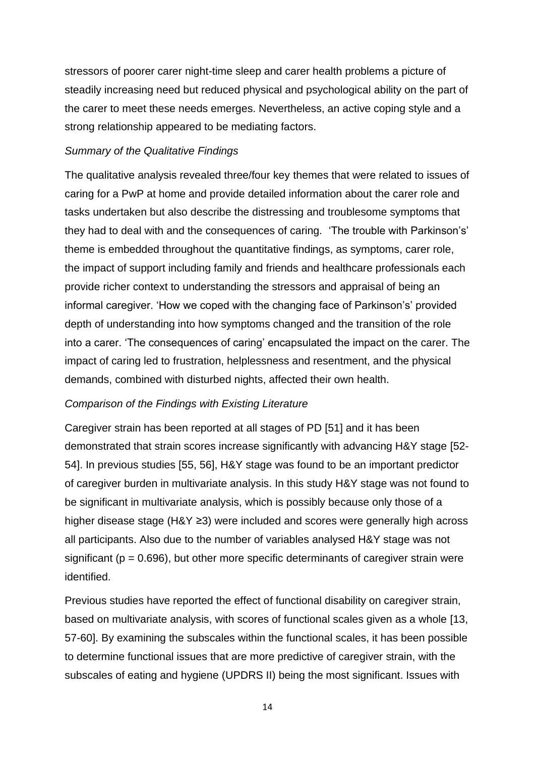stressors of poorer carer night-time sleep and carer health problems a picture of steadily increasing need but reduced physical and psychological ability on the part of the carer to meet these needs emerges. Nevertheless, an active coping style and a strong relationship appeared to be mediating factors.

*Summary of the Qualitative Findings*

The qualitative analysis revealed three/four key themes that were related to issues of caring for a PwP at home and provide detailed information about the carer role and tasks undertaken but also describe the distressing and troublesome symptoms that they had to deal with and the consequences of caring. 'The trouble with Parkinson's' theme is embedded throughout the quantitative findings, as symptoms, carer role, the impact of support including family and friends and healthcare professionals each provide richer context to understanding the stressors and appraisal of being an informal caregiver. 'How we coped with the changing face of Parkinson's' provided depth of understanding into how symptoms changed and the transition of the role into a carer. 'The consequences of caring' encapsulated the impact on the carer. The impact of caring led to frustration, helplessness and resentment, and the physical demands, combined with disturbed nights, affected their own health.

*Comparison of the Findings with Existing Literature*

Caregiver strain has been reported at all stages of PD [51] and it has been demonstrated that strain scores increase significantly with advancing H&Y stage [52-54]. In previous studies [55, 56], H&Y stage was found to be an important predictor of caregiver burden in multivariate analysis. In this study H&Y stage was not found to be significant in multivariate analysis, which is possibly because only those of a higher disease stage (H&Y ≥3) were included and scores were generally high across all participants. Also due to the number of variables analysed H&Y stage was not significant ($p = 0.696$), but other more specific determinants of caregiver strain were identified.

Previous studies have reported the effect of functional disability on caregiver strain, based on multivariate analysis, with scores of functional scales given as a whole [13, 57-60]. By examining the subscales within the functional scales, it has been possible to determine functional issues that are more predictive of caregiver strain, with the subscales of eating and hygiene (UPDRS II) being the most significant. Issues with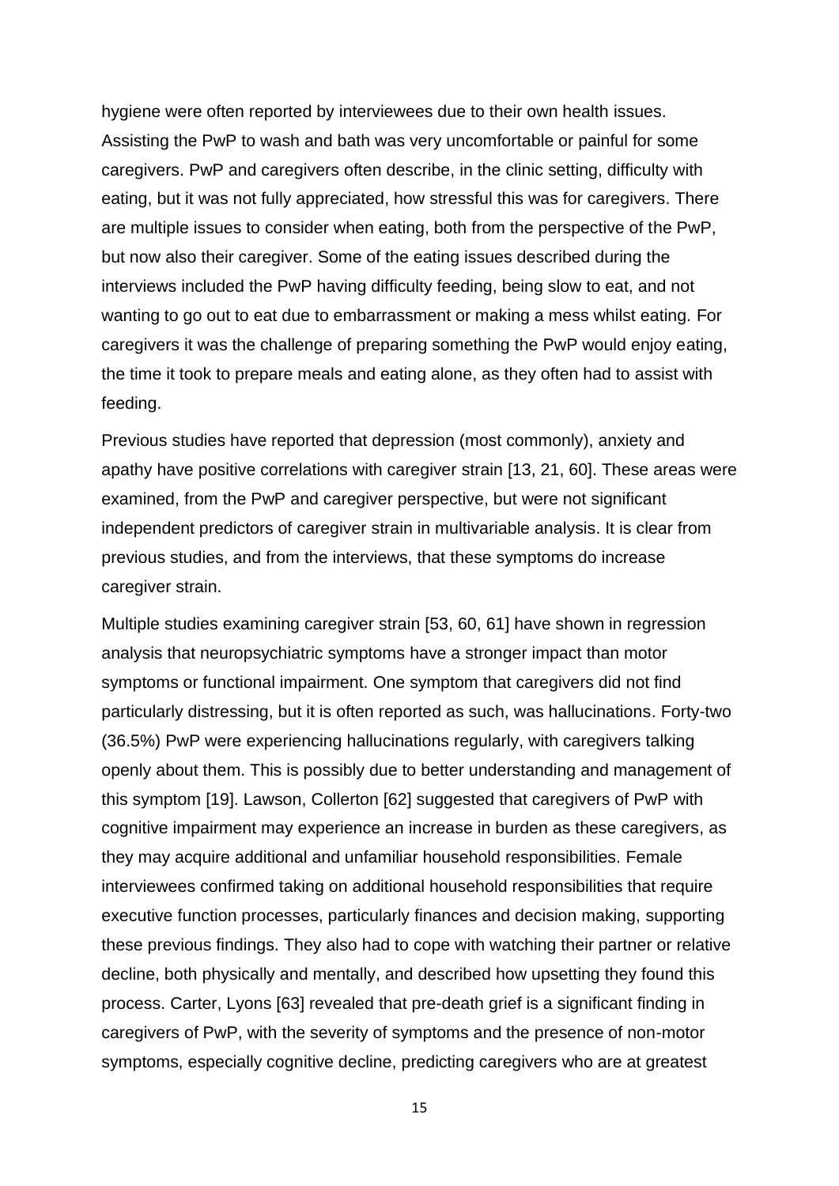hygiene were often reported by interviewees due to their own health issues. Assisting the PwP to wash and bath was very uncomfortable or painful for some caregivers. PwP and caregivers often describe, in the clinic setting, difficulty with eating, but it was not fully appreciated, how stressful this was for caregivers. There are multiple issues to consider when eating, both from the perspective of the PwP, but now also their caregiver. Some of the eating issues described during the interviews included the PwP having difficulty feeding, being slow to eat, and not wanting to go out to eat due to embarrassment or making a mess whilst eating. For caregivers it was the challenge of preparing something the PwP would enjoy eating, the time it took to prepare meals and eating alone, as they often had to assist with feeding.

Previous studies have reported that depression (most commonly), anxiety and apathy have positive correlations with caregiver strain [13, 21, 60]. These areas were examined, from the PwP and caregiver perspective, but were not significant independent predictors of caregiver strain in multivariable analysis. It is clear from previous studies, and from the interviews, that these symptoms do increase caregiver strain.

Multiple studies examining caregiver strain [53, 60, 61] have shown in regression analysis that neuropsychiatric symptoms have a stronger impact than motor symptoms or functional impairment. One symptom that caregivers did not find particularly distressing, but it is often reported as such, was hallucinations. Forty-two (36.5%) PwP were experiencing hallucinations regularly, with caregivers talking openly about them. This is possibly due to better understanding and management of this symptom [19]. Lawson, Collerton [62] suggested that caregivers of PwP with cognitive impairment may experience an increase in burden as these caregivers, as they may acquire additional and unfamiliar household responsibilities. Female interviewees confirmed taking on additional household responsibilities that require executive function processes, particularly finances and decision making, supporting these previous findings. They also had to cope with watching their partner or relative decline, both physically and mentally, and described how upsetting they found this process. Carter, Lyons [63] revealed that pre-death grief is a significant finding in caregivers of PwP, with the severity of symptoms and the presence of non-motor symptoms, especially cognitive decline, predicting caregivers who are at greatest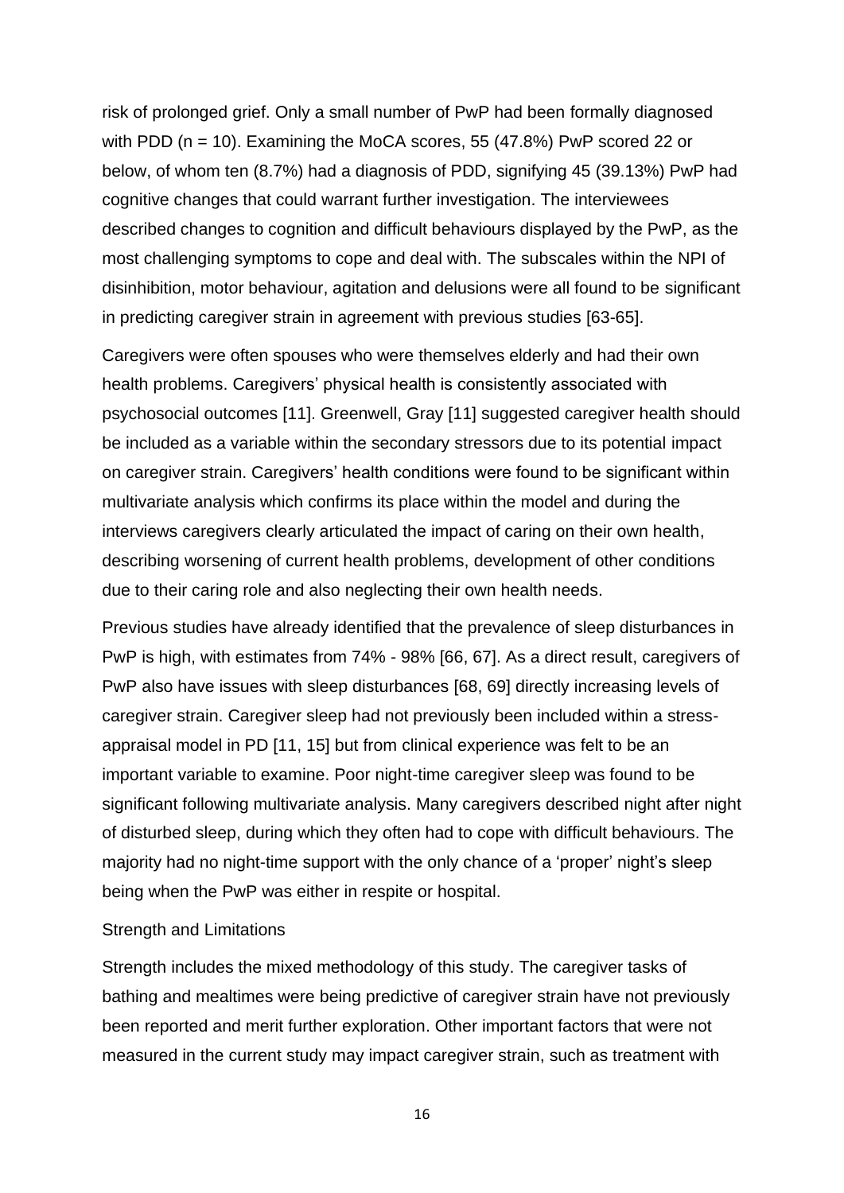risk of prolonged grief. Only a small number of PwP had been formally diagnosed with PDD (n = 10). Examining the MoCA scores, 55 (47.8%) PwP scored 22 or below, of whom ten (8.7%) had a diagnosis of PDD, signifying 45 (39.13%) PwP had cognitive changes that could warrant further investigation. The interviewees described changes to cognition and difficult behaviours displayed by the PwP, as the most challenging symptoms to cope and deal with. The subscales within the NPI of disinhibition, motor behaviour, agitation and delusions were all found to be significant in predicting caregiver strain in agreement with previous studies [63-65].

Caregivers were often spouses who were themselves elderly and had their own health problems. Caregivers' physical health is consistently associated with psychosocial outcomes [11]. Greenwell, Gray [11] suggested caregiver health should be included as a variable within the secondary stressors due to its potential impact on caregiver strain. Caregivers' health conditions were found to be significant within multivariate analysis which confirms its place within the model and during the interviews caregivers clearly articulated the impact of caring on their own health, describing worsening of current health problems, development of other conditions due to their caring role and also neglecting their own health needs.

Previous studies have already identified that the prevalence of sleep disturbances in PwP is high, with estimates from 74% - 98% [66, 67]. As a direct result, caregivers of PwP also have issues with sleep disturbances [68, 69] directly increasing levels of caregiver strain. Caregiver sleep had not previously been included within a stress-appraisal model in PD [11, 15] but from clinical experience was felt to be an important variable to examine. Poor night-time caregiver sleep was found to be significant following multivariate analysis. Many caregivers described night after night of disturbed sleep, during which they often had to cope with difficult behaviours. The majority had no night-time support with the only chance of a 'proper' night's sleep being when the PwP was either in respite or hospital.

## Strength and Limitations

Strength includes the mixed methodology of this study. The caregiver tasks of bathing and mealtimes were being predictive of caregiver strain have not previously been reported and merit further exploration. Other important factors that were not measured in the current study may impact caregiver strain, such as treatment with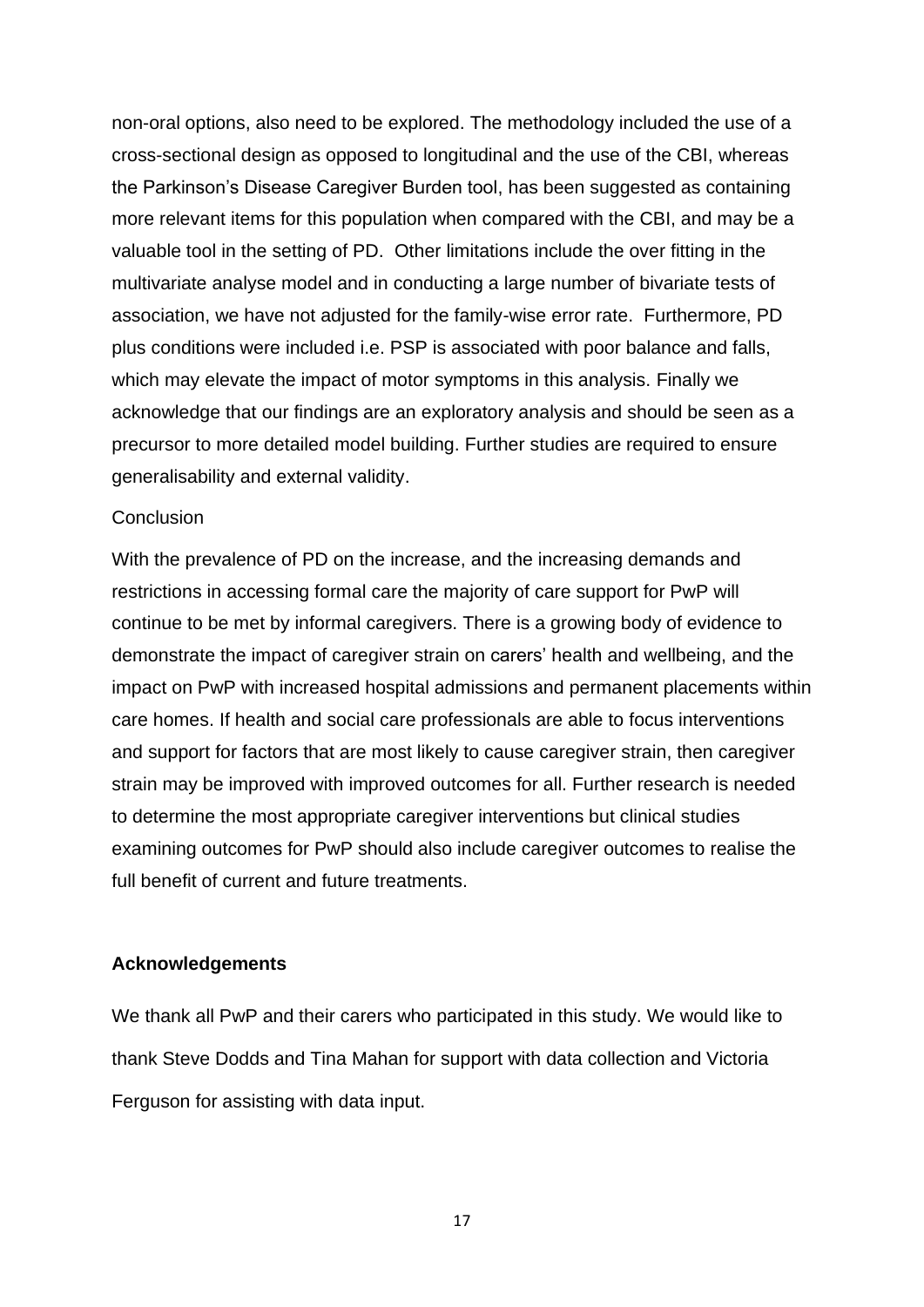non-oral options, also need to be explored. The methodology included the use of a cross-sectional design as opposed to longitudinal and the use of the CBI, whereas the Parkinson's Disease Caregiver Burden tool, has been suggested as containing more relevant items for this population when compared with the CBI, and may be a valuable tool in the setting of PD. Other limitations include the over fitting in the multivariate analyse model and in conducting a large number of bivariate tests of association, we have not adjusted for the family-wise error rate. Furthermore, PD plus conditions were included i.e. PSP is associated with poor balance and falls, which may elevate the impact of motor symptoms in this analysis. Finally we acknowledge that our findings are an exploratory analysis and should be seen as a precursor to more detailed model building. Further studies are required to ensure generalisability and external validity.

## Conclusion

With the prevalence of PD on the increase, and the increasing demands and restrictions in accessing formal care the majority of care support for PwP will continue to be met by informal caregivers. There is a growing body of evidence to demonstrate the impact of caregiver strain on carers' health and wellbeing, and the impact on PwP with increased hospital admissions and permanent placements within care homes. If health and social care professionals are able to focus interventions and support for factors that are most likely to cause caregiver strain, then caregiver strain may be improved with improved outcomes for all. Further research is needed to determine the most appropriate caregiver interventions but clinical studies examining outcomes for PwP should also include caregiver outcomes to realise the full benefit of current and future treatments.

## Acknowledgements

We thank all PwP and their carers who participated in this study. We would like to thank Steve Dodds and Tina Mahan for support with data collection and Victoria Ferguson for assisting with data input.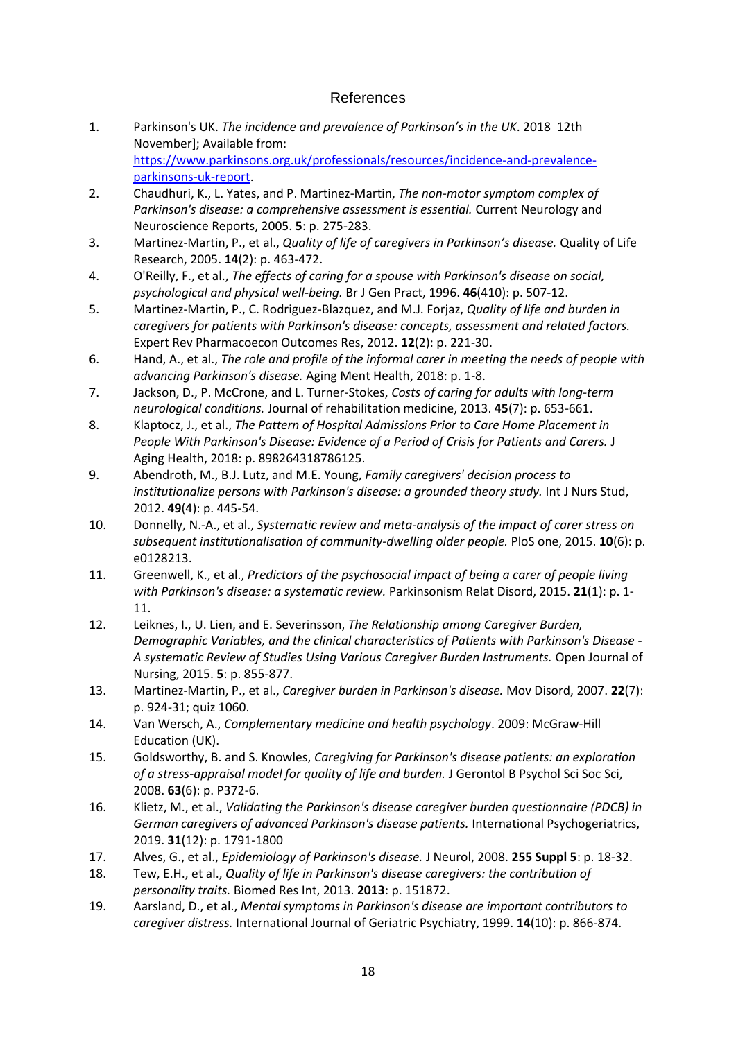# References

1. Parkinson's UK. *The incidence and prevalence of Parkinson's in the UK*. 2018 12th November]; Available from: [https://www.parkinsons.org.uk/professionals/resources/incidence-and-prevalence-parkinsons-uk-report](https://www.parkinsons.org.uk/professionals/resources/incidence-and-prevalence-parkinsons-uk-report).
2. Chaudhuri, K., L. Yates, and P. Martinez-Martin, *The non-motor symptom complex of Parkinson's disease: a comprehensive assessment is essential.* Current Neurology and Neuroscience Reports, 2005. **5**: p. 275-283.
3. Martinez-Martin, P., et al., *Quality of life of caregivers in Parkinson's disease.* Quality of Life Research, 2005. **14**(2): p. 463-472.
4. O'Reilly, F., et al., *The effects of caring for a spouse with Parkinson's disease on social, psychological and physical well-being.* Br J Gen Pract, 1996. **46**(410): p. 507-12.
5. Martinez-Martin, P., C. Rodriguez-Blazquez, and M.J. Forjaz, *Quality of life and burden in caregivers for patients with Parkinson's disease: concepts, assessment and related factors.* Expert Rev Pharmacoecon Outcomes Res, 2012. **12**(2): p. 221-30.
6. Hand, A., et al., *The role and profile of the informal carer in meeting the needs of people with advancing Parkinson's disease.* Aging Ment Health, 2018: p. 1-8.
7. Jackson, D., P. McCrone, and L. Turner-Stokes, *Costs of caring for adults with long-term neurological conditions.* Journal of rehabilitation medicine, 2013. **45**(7): p. 653-661.
8. Klaptocz, J., et al., *The Pattern of Hospital Admissions Prior to Care Home Placement in People With Parkinson's Disease: Evidence of a Period of Crisis for Patients and Carers.* J Aging Health, 2018: p. 898264318786125.
9. Abendroth, M., B.J. Lutz, and M.E. Young, *Family caregivers' decision process to institutionalize persons with Parkinson's disease: a grounded theory study.* Int J Nurs Stud, 2012. **49**(4): p. 445-54.
10. Donnelly, N.-A., et al., *Systematic review and meta-analysis of the impact of carer stress on subsequent institutionalisation of community-dwelling older people.* PloS one, 2015. **10**(6): p. e0128213.
11. Greenwell, K., et al., *Predictors of the psychosocial impact of being a carer of people living with Parkinson's disease: a systematic review.* Parkinsonism Relat Disord, 2015. **21**(1): p. 1-11.
12. Leiknes, I., U. Lien, and E. Severinsson, *The Relationship among Caregiver Burden, Demographic Variables, and the clinical characteristics of Patients with Parkinson's Disease - A systematic Review of Studies Using Various Caregiver Burden Instruments.* Open Journal of Nursing, 2015. **5**: p. 855-877.
13. Martinez-Martin, P., et al., *Caregiver burden in Parkinson's disease.* Mov Disord, 2007. **22**(7): p. 924-31; quiz 1060.
14. Van Wersch, A., *Complementary medicine and health psychology*. 2009: McGraw-Hill Education (UK).
15. Goldsworthy, B. and S. Knowles, *Caregiving for Parkinson's disease patients: an exploration of a stress-appraisal model for quality of life and burden.* J Gerontol B Psychol Sci Soc Sci, 2008. **63**(6): p. P372-6.
16. Klietz, M., et al., *Validating the Parkinson's disease caregiver burden questionnaire (PDCB) in German caregivers of advanced Parkinson's disease patients.* International Psychogeriatrics, 2019. **31**(12): p. 1791-1800
17. Alves, G., et al., *Epidemiology of Parkinson's disease.* J Neurol, 2008. **255 Suppl 5**: p. 18-32.
18. Tew, E.H., et al., *Quality of life in Parkinson's disease caregivers: the contribution of personality traits.* Biomed Res Int, 2013. **2013**: p. 151872.
19. Aarsland, D., et al., *Mental symptoms in Parkinson's disease are important contributors to caregiver distress.* International Journal of Geriatric Psychiatry, 1999. **14**(10): p. 866-874.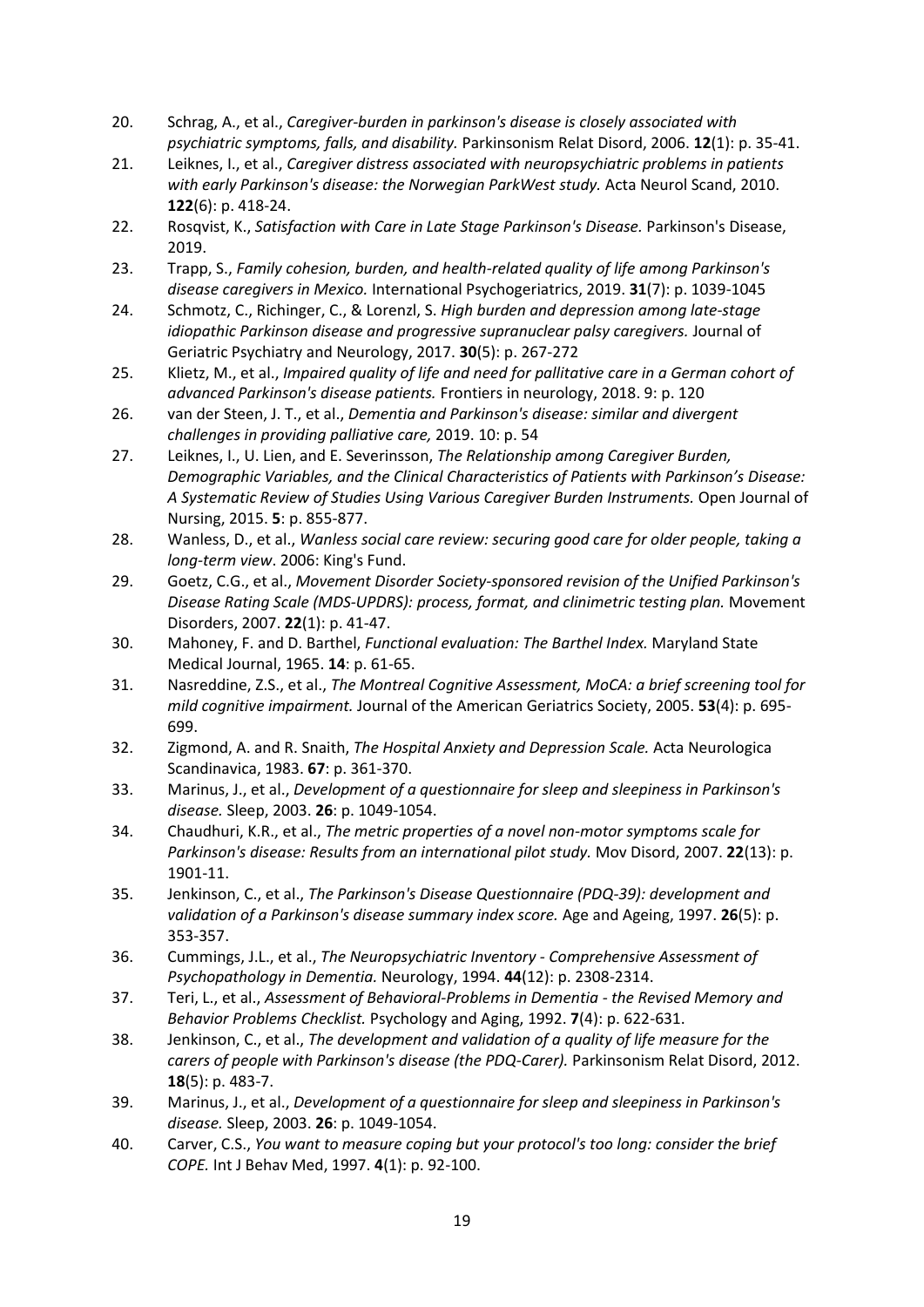20. Schrag, A., et al., *Caregiver-burden in parkinson's disease is closely associated with psychiatric symptoms, falls, and disability.* Parkinsonism Relat Disord, 2006. **12**(1): p. 35-41.
21. Leiknes, I., et al., *Caregiver distress associated with neuropsychiatric problems in patients with early Parkinson's disease: the Norwegian ParkWest study.* Acta Neurol Scand, 2010. **122**(6): p. 418-24.
22. Rosqvist, K., *Satisfaction with Care in Late Stage Parkinson's Disease.* Parkinson's Disease, 2019.
23. Trapp, S., *Family cohesion, burden, and health-related quality of life among Parkinson's disease caregivers in Mexico.* International Psychogeriatrics, 2019. **31**(7): p. 1039-1045
24. Schmotz, C., Richinger, C., & Lorenzl, S. *High burden and depression among late-stage idiopathic Parkinson disease and progressive supranuclear palsy caregivers.* Journal of Geriatric Psychiatry and Neurology, 2017. **30**(5): p. 267-272
25. Klietz, M., et al., *Impaired quality of life and need for pallitative care in a German cohort of advanced Parkinson's disease patients.* Frontiers in neurology, 2018. 9: p. 120
26. van der Steen, J. T., et al., *Dementia and Parkinson's disease: similar and divergent challenges in providing palliative care,* 2019. 10: p. 54
27. Leiknes, I., U. Lien, and E. Severinsson, *The Relationship among Caregiver Burden, Demographic Variables, and the Clinical Characteristics of Patients with Parkinson's Disease: A Systematic Review of Studies Using Various Caregiver Burden Instruments.* Open Journal of Nursing, 2015. **5**: p. 855-877.
28. Wanless, D., et al., *Wanless social care review: securing good care for older people, taking a long-term view*. 2006: King's Fund.
29. Goetz, C.G., et al., *Movement Disorder Society-sponsored revision of the Unified Parkinson's Disease Rating Scale (MDS-UPDRS): process, format, and clinimetric testing plan.* Movement Disorders, 2007. **22**(1): p. 41-47.
30. Mahoney, F. and D. Barthel, *Functional evaluation: The Barthel Index.* Maryland State Medical Journal, 1965. **14**: p. 61-65.
31. Nasreddine, Z.S., et al., *The Montreal Cognitive Assessment, MoCA: a brief screening tool for mild cognitive impairment.* Journal of the American Geriatrics Society, 2005. **53**(4): p. 695-699.
32. Zigmond, A. and R. Snaith, *The Hospital Anxiety and Depression Scale.* Acta Neurologica Scandinavica, 1983. **67**: p. 361-370.
33. Marinus, J., et al., *Development of a questionnaire for sleep and sleepiness in Parkinson's disease.* Sleep, 2003. **26**: p. 1049-1054.
34. Chaudhuri, K.R., et al., *The metric properties of a novel non-motor symptoms scale for Parkinson's disease: Results from an international pilot study.* Mov Disord, 2007. **22**(13): p. 1901-11.
35. Jenkinson, C., et al., *The Parkinson's Disease Questionnaire (PDQ-39): development and validation of a Parkinson's disease summary index score.* Age and Ageing, 1997. **26**(5): p. 353-357.
36. Cummings, J.L., et al., *The Neuropsychiatric Inventory - Comprehensive Assessment of Psychopathology in Dementia.* Neurology, 1994. **44**(12): p. 2308-2314.
37. Teri, L., et al., *Assessment of Behavioral-Problems in Dementia - the Revised Memory and Behavior Problems Checklist.* Psychology and Aging, 1992. **7**(4): p. 622-631.
38. Jenkinson, C., et al., *The development and validation of a quality of life measure for the carers of people with Parkinson's disease (the PDQ-Carer).* Parkinsonism Relat Disord, 2012. **18**(5): p. 483-7.
39. Marinus, J., et al., *Development of a questionnaire for sleep and sleepiness in Parkinson's disease.* Sleep, 2003. **26**: p. 1049-1054.
40. Carver, C.S., *You want to measure coping but your protocol's too long: consider the brief COPE.* Int J Behav Med, 1997. **4**(1): p. 92-100.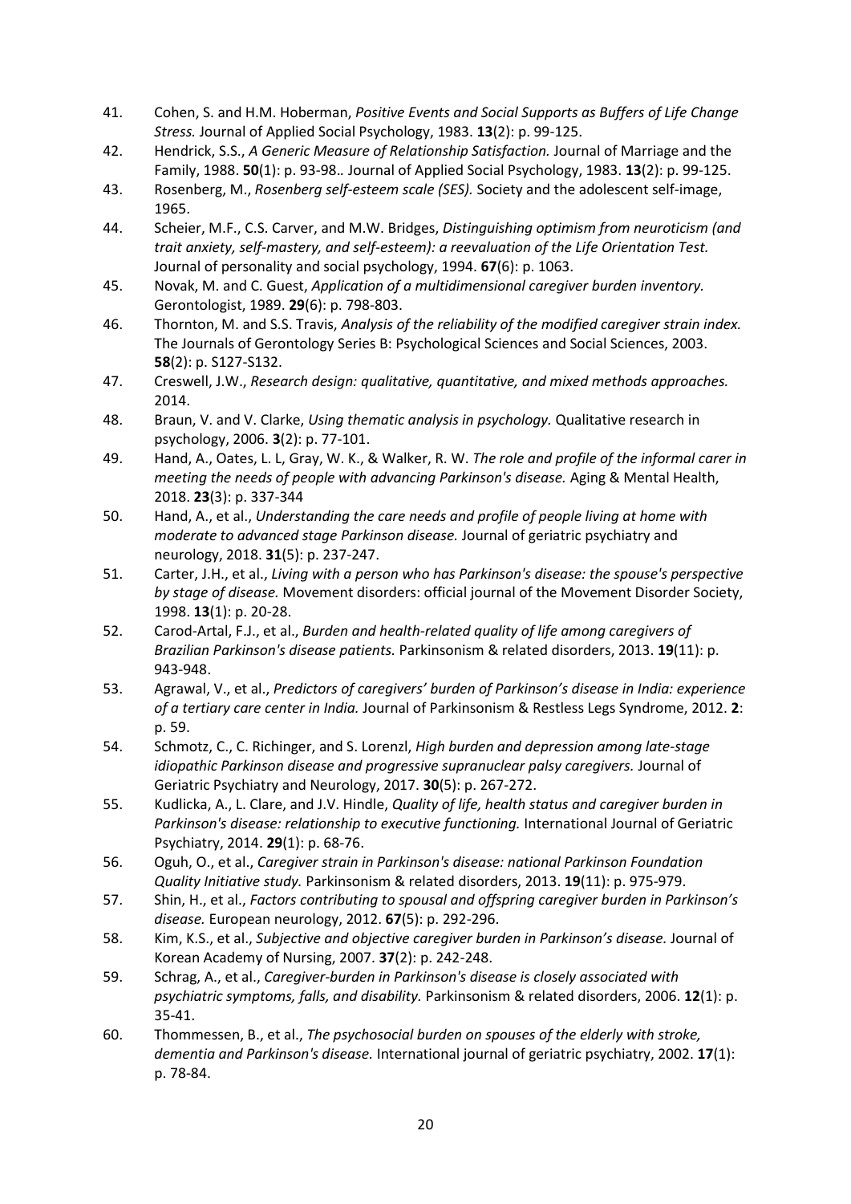41. Cohen, S. and H.M. Hoberman, *Positive Events and Social Supports as Buffers of Life Change Stress.* Journal of Applied Social Psychology, 1983. **13**(2): p. 99-125.
42. Hendrick, S.S., *A Generic Measure of Relationship Satisfaction.* Journal of Marriage and the Family, 1988. **50**(1): p. 93-98.. Journal of Applied Social Psychology, 1983. **13**(2): p. 99-125.
43. Rosenberg, M., *Rosenberg self-esteem scale (SES).* Society and the adolescent self-image, 1965.
44. Scheier, M.F., C.S. Carver, and M.W. Bridges, *Distinguishing optimism from neuroticism (and trait anxiety, self-mastery, and self-esteem): a reevaluation of the Life Orientation Test.* Journal of personality and social psychology, 1994. **67**(6): p. 1063.
45. Novak, M. and C. Guest, *Application of a multidimensional caregiver burden inventory.* Gerontologist, 1989. **29**(6): p. 798-803.
46. Thornton, M. and S.S. Travis, *Analysis of the reliability of the modified caregiver strain index.* The Journals of Gerontology Series B: Psychological Sciences and Social Sciences, 2003. **58**(2): p. S127-S132.
47. Creswell, J.W., *Research design: qualitative, quantitative, and mixed methods approaches.* 2014.
48. Braun, V. and V. Clarke, *Using thematic analysis in psychology.* Qualitative research in psychology, 2006. **3**(2): p. 77-101.
49. Hand, A., Oates, L. L, Gray, W. K., & Walker, R. W. *The role and profile of the informal carer in meeting the needs of people with advancing Parkinson's disease.* Aging & Mental Health, 2018. **23**(3): p. 337-344
50. Hand, A., et al., *Understanding the care needs and profile of people living at home with moderate to advanced stage Parkinson disease.* Journal of geriatric psychiatry and neurology, 2018. **31**(5): p. 237-247.
51. Carter, J.H., et al., *Living with a person who has Parkinson's disease: the spouse's perspective by stage of disease.* Movement disorders: official journal of the Movement Disorder Society, 1998. **13**(1): p. 20-28.
52. Carod-Artal, F.J., et al., *Burden and health-related quality of life among caregivers of Brazilian Parkinson's disease patients.* Parkinsonism & related disorders, 2013. **19**(11): p. 943-948.
53. Agrawal, V., et al., *Predictors of caregivers' burden of Parkinson's disease in India: experience of a tertiary care center in India.* Journal of Parkinsonism & Restless Legs Syndrome, 2012. **2**: p. 59.
54. Schmotz, C., C. Richinger, and S. Lorenzl, *High burden and depression among late-stage idiopathic Parkinson disease and progressive supranuclear palsy caregivers.* Journal of Geriatric Psychiatry and Neurology, 2017. **30**(5): p. 267-272.
55. Kudlicka, A., L. Clare, and J.V. Hindle, *Quality of life, health status and caregiver burden in Parkinson's disease: relationship to executive functioning.* International Journal of Geriatric Psychiatry, 2014. **29**(1): p. 68-76.
56. Oguh, O., et al., *Caregiver strain in Parkinson's disease: national Parkinson Foundation Quality Initiative study.* Parkinsonism & related disorders, 2013. **19**(11): p. 975-979.
57. Shin, H., et al., *Factors contributing to spousal and offspring caregiver burden in Parkinson's disease.* European neurology, 2012. **67**(5): p. 292-296.
58. Kim, K.S., et al., *Subjective and objective caregiver burden in Parkinson's disease.* Journal of Korean Academy of Nursing, 2007. **37**(2): p. 242-248.
59. Schrag, A., et al., *Caregiver-burden in Parkinson's disease is closely associated with psychiatric symptoms, falls, and disability.* Parkinsonism & related disorders, 2006. **12**(1): p. 35-41.
60. Thommessen, B., et al., *The psychosocial burden on spouses of the elderly with stroke, dementia and Parkinson's disease.* International journal of geriatric psychiatry, 2002. **17**(1): p. 78-84.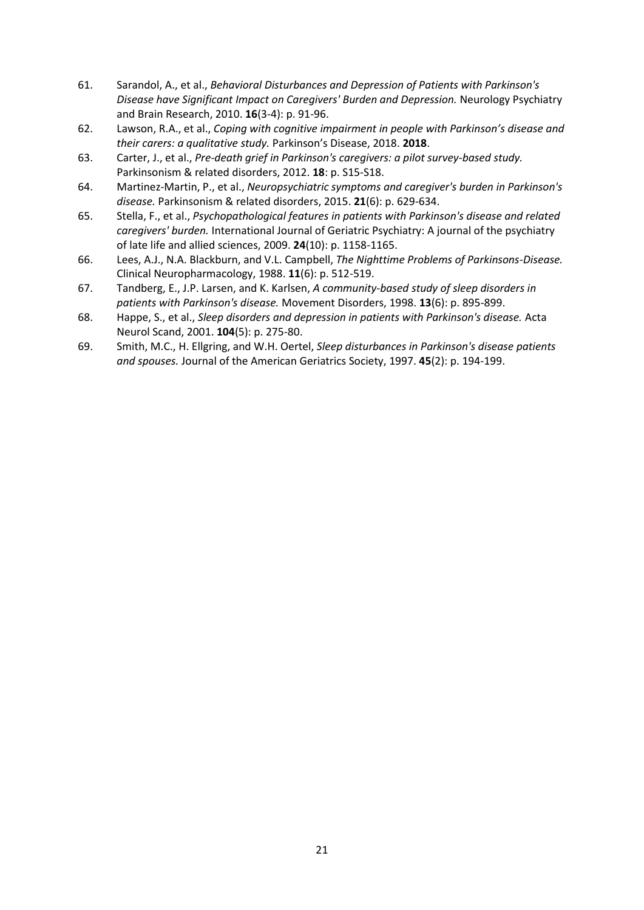61. Sarandol, A., et al., *Behavioral Disturbances and Depression of Patients with Parkinson's Disease have Significant Impact on Caregivers' Burden and Depression.* Neurology Psychiatry and Brain Research, 2010. **16**(3-4): p. 91-96.
62. Lawson, R.A., et al., *Coping with cognitive impairment in people with Parkinson's disease and their carers: a qualitative study.* Parkinson's Disease, 2018. **2018**.
63. Carter, J., et al., *Pre-death grief in Parkinson's caregivers: a pilot survey-based study.* Parkinsonism & related disorders, 2012. **18**: p. S15-S18.
64. Martinez-Martin, P., et al., *Neuropsychiatric symptoms and caregiver's burden in Parkinson's disease.* Parkinsonism & related disorders, 2015. **21**(6): p. 629-634.
65. Stella, F., et al., *Psychopathological features in patients with Parkinson's disease and related caregivers' burden.* International Journal of Geriatric Psychiatry: A journal of the psychiatry of late life and allied sciences, 2009. **24**(10): p. 1158-1165.
66. Lees, A.J., N.A. Blackburn, and V.L. Campbell, *The Nighttime Problems of Parkinsons-Disease.* Clinical Neuropharmacology, 1988. **11**(6): p. 512-519.
67. Tandberg, E., J.P. Larsen, and K. Karlsen, *A community-based study of sleep disorders in patients with Parkinson's disease.* Movement Disorders, 1998. **13**(6): p. 895-899.
68. Happe, S., et al., *Sleep disorders and depression in patients with Parkinson's disease.* Acta Neurol Scand, 2001. **104**(5): p. 275-80.
69. Smith, M.C., H. Ellgring, and W.H. Oertel, *Sleep disturbances in Parkinson's disease patients and spouses.* Journal of the American Geriatrics Society, 1997. **45**(2): p. 194-199.